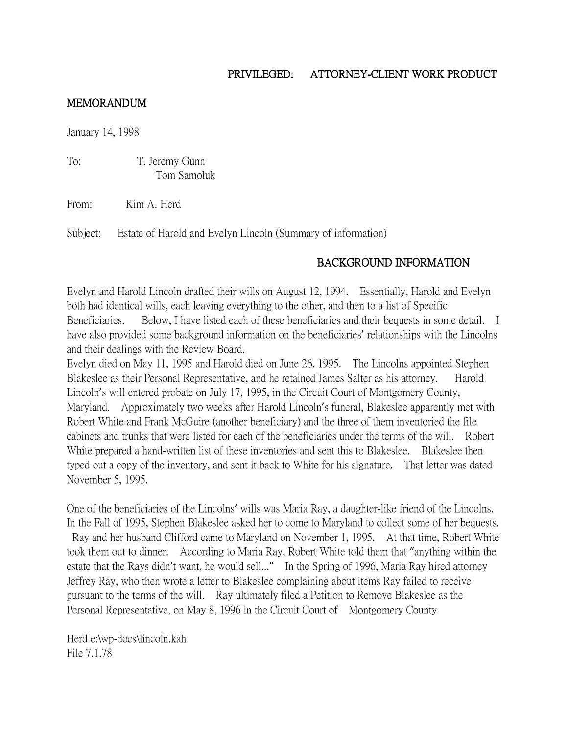PRIVILEGED: ATTORNEY-CLIENT WORK PRODUCT

**MEMORANDUM**

January 14, 1998

To: T. Jeremy Gunn
Tom Samoluk

From: Kim A. Herd

Subject: Estate of Harold and Evelyn Lincoln (Summary of information)

## BACKGROUND INFORMATION

Evelyn and Harold Lincoln drafted their wills on August 12, 1994. Essentially, Harold and Evelyn both had identical wills, each leaving everything to the other, and then to a list of Specific Beneficiaries. Below, I have listed each of these beneficiaries and their bequests in some detail. I have also provided some background information on the beneficiaries' relationships with the Lincolns and their dealings with the Review Board.

Evelyn died on May 11, 1995 and Harold died on June 26, 1995. The Lincolns appointed Stephen Blakeslee as their Personal Representative, and he retained James Salter as his attorney. Harold Lincoln's will entered probate on July 17, 1995, in the Circuit Court of Montgomery County, Maryland. Approximately two weeks after Harold Lincoln's funeral, Blakeslee apparently met with Robert White and Frank McGuire (another beneficiary) and the three of them inventoried the file cabinets and trunks that were listed for each of the beneficiaries under the terms of the will. Robert White prepared a hand-written list of these inventories and sent this to Blakeslee. Blakeslee then typed out a copy of the inventory, and sent it back to White for his signature. That letter was dated November 5, 1995.

One of the beneficiaries of the Lincolns' wills was Maria Ray, a daughter-like friend of the Lincolns. In the Fall of 1995, Stephen Blakeslee asked her to come to Maryland to collect some of her bequests. Ray and her husband Clifford came to Maryland on November 1, 1995. At that time, Robert White took them out to dinner. According to Maria Ray, Robert White told them that "anything within the estate that the Rays didn't want, he would sell..." In the Spring of 1996, Maria Ray hired attorney Jeffrey Ray, who then wrote a letter to Blakeslee complaining about items Ray failed to receive pursuant to the terms of the will. Ray ultimately filed a Petition to Remove Blakeslee as the Personal Representative, on May 8, 1996 in the Circuit Court of Montgomery County

Herd e:\wp-docs\lincoln.kah
File 7.1.78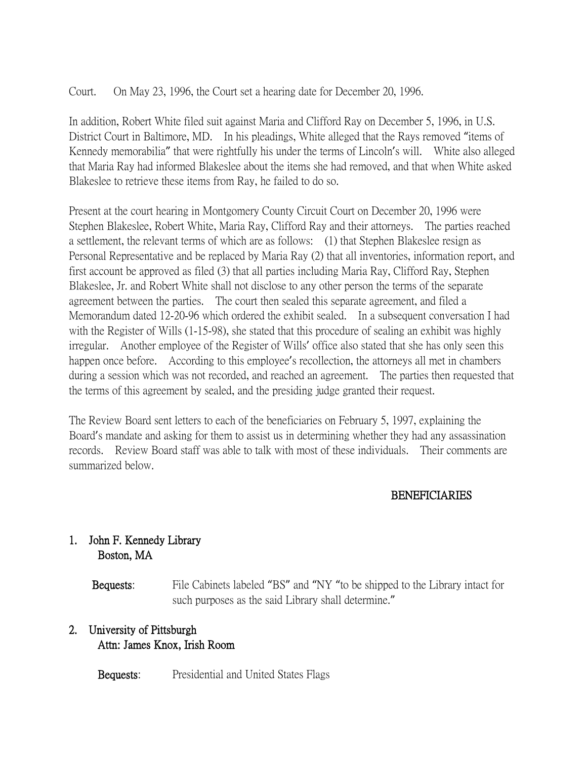Court. On May 23, 1996, the Court set a hearing date for December 20, 1996.

In addition, Robert White filed suit against Maria and Clifford Ray on December 5, 1996, in U.S. District Court in Baltimore, MD. In his pleadings, White alleged that the Rays removed "items of Kennedy memorabilia" that were rightfully his under the terms of Lincoln's will. White also alleged that Maria Ray had informed Blakeslee about the items she had removed, and that when White asked Blakeslee to retrieve these items from Ray, he failed to do so.

Present at the court hearing in Montgomery County Circuit Court on December 20, 1996 were Stephen Blakeslee, Robert White, Maria Ray, Clifford Ray and their attorneys. The parties reached a settlement, the relevant terms of which are as follows: (1) that Stephen Blakeslee resign as Personal Representative and be replaced by Maria Ray (2) that all inventories, information report, and first account be approved as filed (3) that all parties including Maria Ray, Clifford Ray, Stephen Blakeslee, Jr. and Robert White shall not disclose to any other person the terms of the separate agreement between the parties. The court then sealed this separate agreement, and filed a Memorandum dated 12-20-96 which ordered the exhibit sealed. In a subsequent conversation I had with the Register of Wills (1-15-98), she stated that this procedure of sealing an exhibit was highly irregular. Another employee of the Register of Wills' office also stated that she has only seen this happen once before. According to this employee's recollection, the attorneys all met in chambers during a session which was not recorded, and reached an agreement. The parties then requested that the terms of this agreement by sealed, and the presiding judge granted their request.

The Review Board sent letters to each of the beneficiaries on February 5, 1997, explaining the Board's mandate and asking for them to assist us in determining whether they had any assassination records. Review Board staff was able to talk with most of these individuals. Their comments are summarized below.

## BENEFICIARIES

1. **John F. Kennedy Library**
   **Boston, MA**

   **Bequests**: File Cabinets labeled "BS" and "NY "to be shipped to the Library intact for such purposes as the said Library shall determine."

2. **University of Pittsburgh**
   **Attn: James Knox, Irish Room**

   **Bequests**: Presidential and United States Flags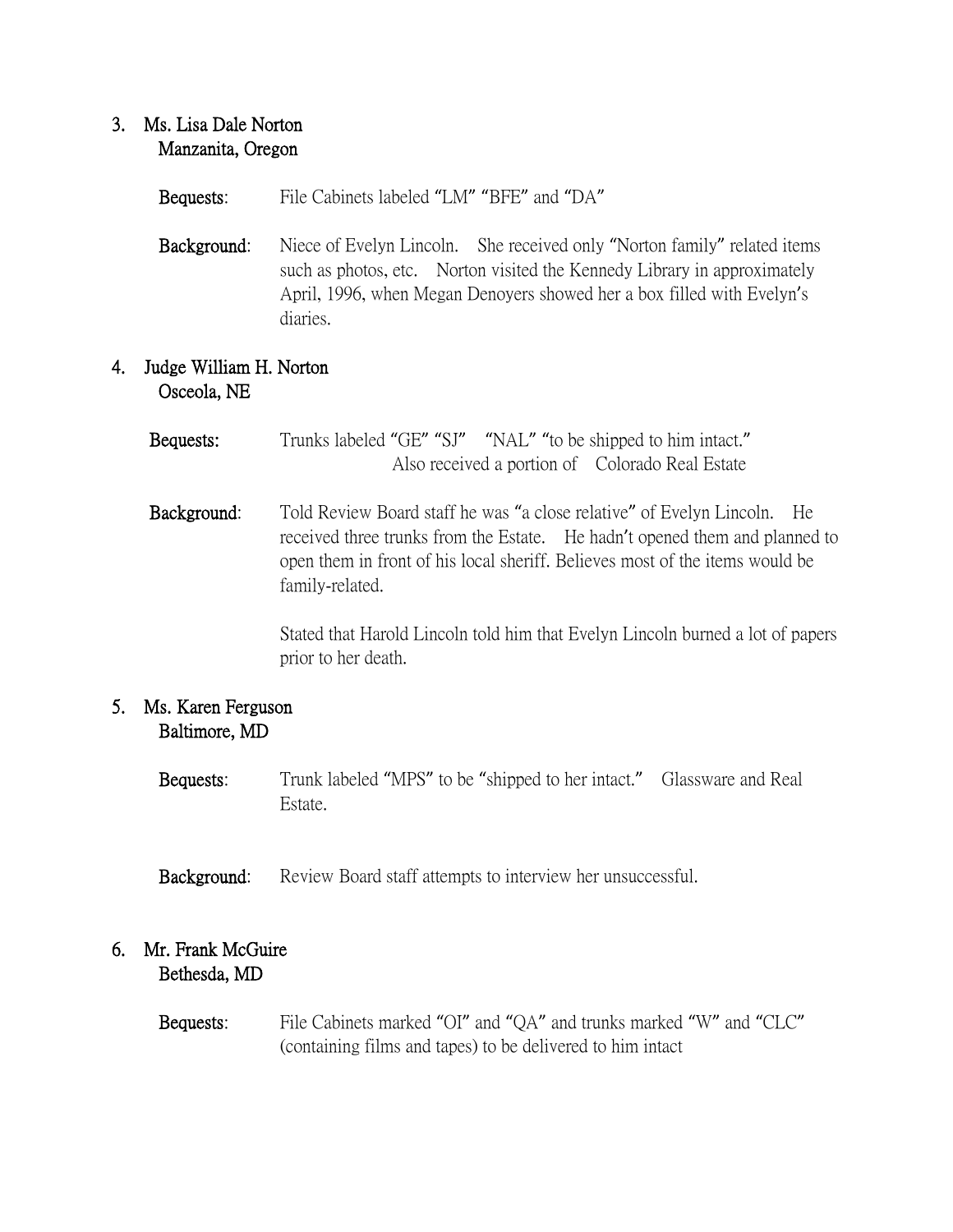3. Ms. Lisa Dale Norton
   Manzanita, Oregon

   **Bequests**: File Cabinets labeled "LM" "BFE" and "DA"

   **Background**: Niece of Evelyn Lincoln. She received only "Norton family" related items such as photos, etc. Norton visited the Kennedy Library in approximately April, 1996, when Megan Denoyers showed her a box filled with Evelyn's diaries.

4. Judge William H. Norton
   Osceola, NE

   **Bequests:** Trunks labeled "GE" "SJ" "NAL" "to be shipped to him intact."
   Also received a portion of Colorado Real Estate

   **Background**: Told Review Board staff he was "a close relative" of Evelyn Lincoln. He received three trunks from the Estate. He hadn't opened them and planned to open them in front of his local sheriff. Believes most of the items would be family-related.

   Stated that Harold Lincoln told him that Evelyn Lincoln burned a lot of papers prior to her death.

5. Ms. Karen Ferguson
   Baltimore, MD

   **Bequests**: Trunk labeled "MPS" to be "shipped to her intact." Glassware and Real Estate.

   **Background**: Review Board staff attempts to interview her unsuccessful.

6. Mr. Frank McGuire
   Bethesda, MD

   **Bequests**: File Cabinets marked "OI" and "QA" and trunks marked "W" and "CLC" (containing films and tapes) to be delivered to him intact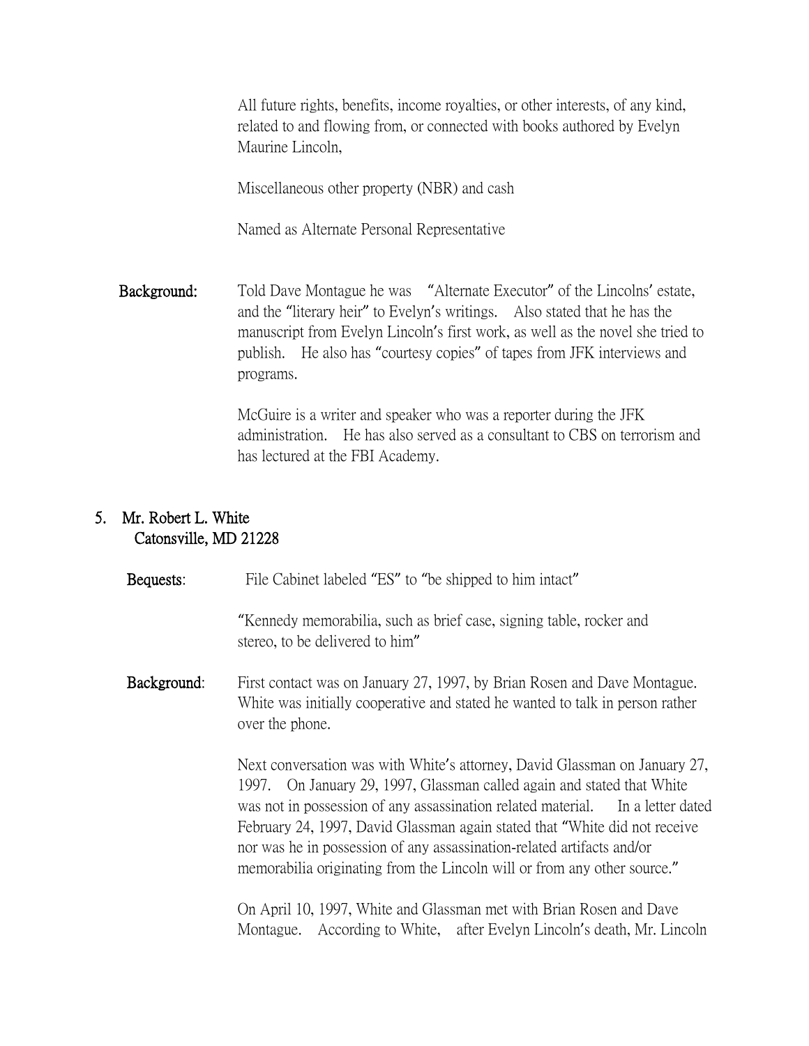All future rights, benefits, income royalties, or other interests, of any kind, related to and flowing from, or connected with books authored by Evelyn Maurine Lincoln,

Miscellaneous other property (NBR) and cash

Named as Alternate Personal Representative

**Background:** Told Dave Montague he was "Alternate Executor" of the Lincolns' estate, and the "literary heir" to Evelyn's writings. Also stated that he has the manuscript from Evelyn Lincoln's first work, as well as the novel she tried to publish. He also has "courtesy copies" of tapes from JFK interviews and programs.

McGuire is a writer and speaker who was a reporter during the JFK administration. He has also served as a consultant to CBS on terrorism and has lectured at the FBI Academy.

5. **Mr. Robert L. White**
   **Catonsville, MD 21228**

**Bequests:** File Cabinet labeled "ES" to "be shipped to him intact"

"Kennedy memorabilia, such as brief case, signing table, rocker and stereo, to be delivered to him"

**Background:** First contact was on January 27, 1997, by Brian Rosen and Dave Montague. White was initially cooperative and stated he wanted to talk in person rather over the phone.

Next conversation was with White's attorney, David Glassman on January 27, 1997. On January 29, 1997, Glassman called again and stated that White was not in possession of any assassination related material. In a letter dated February 24, 1997, David Glassman again stated that "White did not receive nor was he in possession of any assassination-related artifacts and/or memorabilia originating from the Lincoln will or from any other source."

On April 10, 1997, White and Glassman met with Brian Rosen and Dave Montague. According to White, after Evelyn Lincoln's death, Mr. Lincoln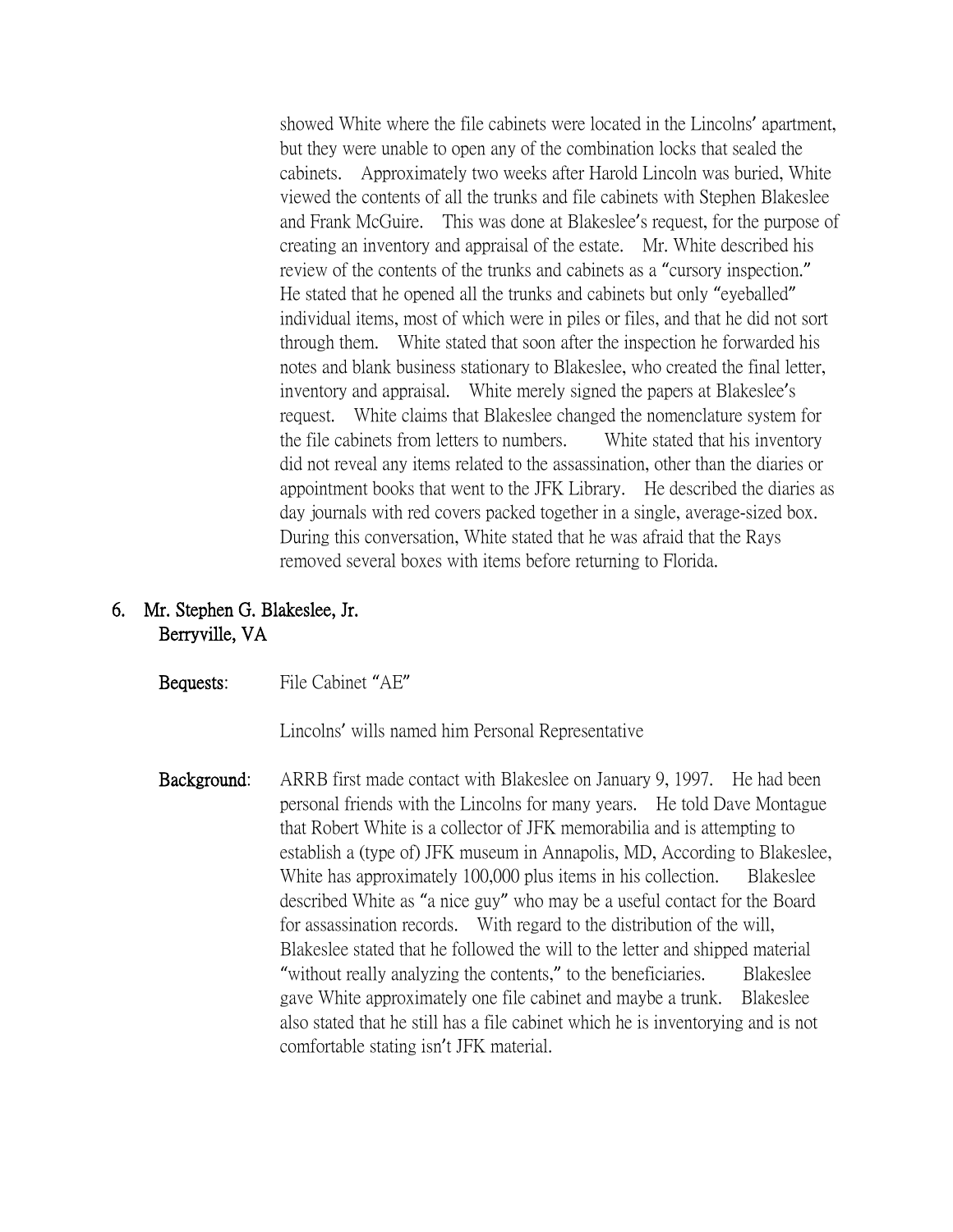showed White where the file cabinets were located in the Lincolns' apartment, but they were unable to open any of the combination locks that sealed the cabinets. Approximately two weeks after Harold Lincoln was buried, White viewed the contents of all the trunks and file cabinets with Stephen Blakeslee and Frank McGuire. This was done at Blakeslee's request, for the purpose of creating an inventory and appraisal of the estate. Mr. White described his review of the contents of the trunks and cabinets as a "cursory inspection." He stated that he opened all the trunks and cabinets but only "eyeballed" individual items, most of which were in piles or files, and that he did not sort through them. White stated that soon after the inspection he forwarded his notes and blank business stationary to Blakeslee, who created the final letter, inventory and appraisal. White merely signed the papers at Blakeslee's request. White claims that Blakeslee changed the nomenclature system for the file cabinets from letters to numbers. White stated that his inventory did not reveal any items related to the assassination, other than the diaries or appointment books that went to the JFK Library. He described the diaries as day journals with red covers packed together in a single, average-sized box. During this conversation, White stated that he was afraid that the Rays removed several boxes with items before returning to Florida.

6. **Mr. Stephen G. Blakeslee, Jr.**
   **Berryville, VA**

**Bequests**: File Cabinet "AE"

Lincolns' wills named him Personal Representative

**Background**: ARRB first made contact with Blakeslee on January 9, 1997. He had been personal friends with the Lincolns for many years. He told Dave Montague that Robert White is a collector of JFK memorabilia and is attempting to establish a (type of) JFK museum in Annapolis, MD, According to Blakeslee, White has approximately 100,000 plus items in his collection. Blakeslee described White as "a nice guy" who may be a useful contact for the Board for assassination records. With regard to the distribution of the will, Blakeslee stated that he followed the will to the letter and shipped material "without really analyzing the contents," to the beneficiaries. Blakeslee gave White approximately one file cabinet and maybe a trunk. Blakeslee also stated that he still has a file cabinet which he is inventorying and is not comfortable stating isn't JFK material.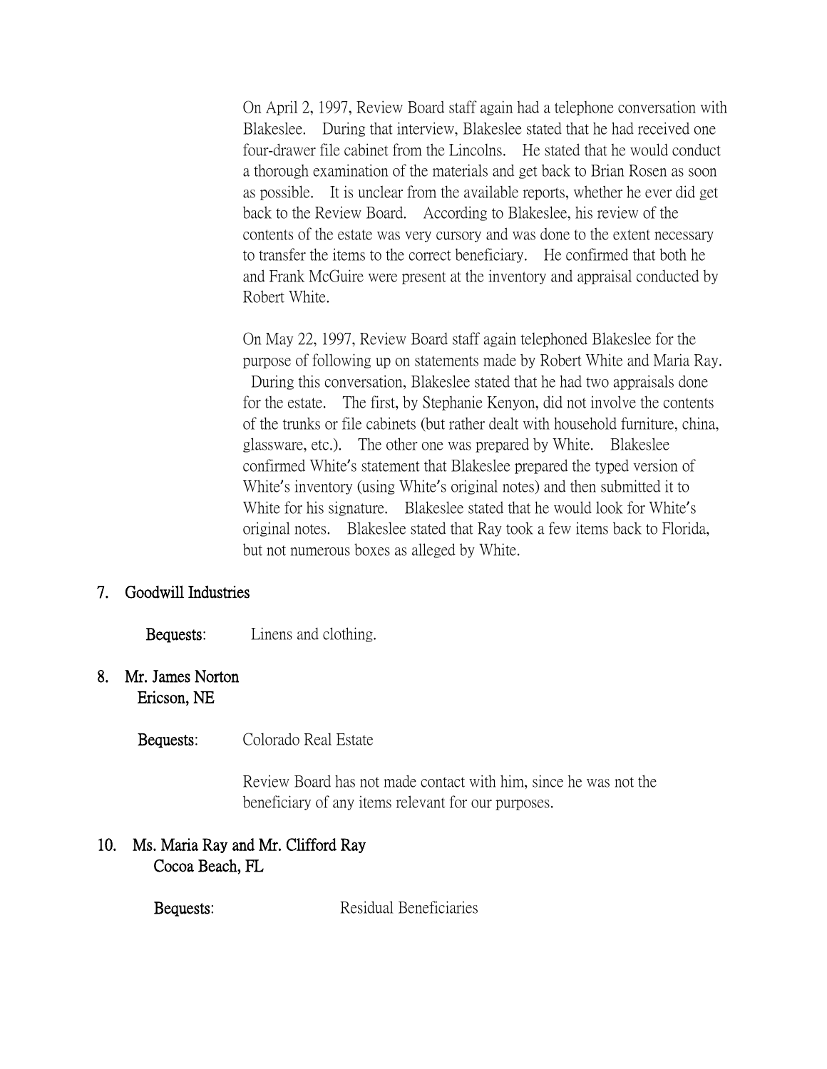On April 2, 1997, Review Board staff again had a telephone conversation with Blakeslee. During that interview, Blakeslee stated that he had received one four-drawer file cabinet from the Lincolns. He stated that he would conduct a thorough examination of the materials and get back to Brian Rosen as soon as possible. It is unclear from the available reports, whether he ever did get back to the Review Board. According to Blakeslee, his review of the contents of the estate was very cursory and was done to the extent necessary to transfer the items to the correct beneficiary. He confirmed that both he and Frank McGuire were present at the inventory and appraisal conducted by Robert White.

On May 22, 1997, Review Board staff again telephoned Blakeslee for the purpose of following up on statements made by Robert White and Maria Ray. During this conversation, Blakeslee stated that he had two appraisals done for the estate. The first, by Stephanie Kenyon, did not involve the contents of the trunks or file cabinets (but rather dealt with household furniture, china, glassware, etc.). The other one was prepared by White. Blakeslee confirmed White's statement that Blakeslee prepared the typed version of White's inventory (using White's original notes) and then submitted it to White for his signature. Blakeslee stated that he would look for White's original notes. Blakeslee stated that Ray took a few items back to Florida, but not numerous boxes as alleged by White.

7. **Goodwill Industries**

**Bequests**: Linens and clothing.

8. **Mr. James Norton**
**Ericson, NE**

**Bequests**: Colorado Real Estate

Review Board has not made contact with him, since he was not the beneficiary of any items relevant for our purposes.

10. **Ms. Maria Ray and Mr. Clifford Ray**
**Cocoa Beach, FL**

**Bequests**: Residual Beneficiaries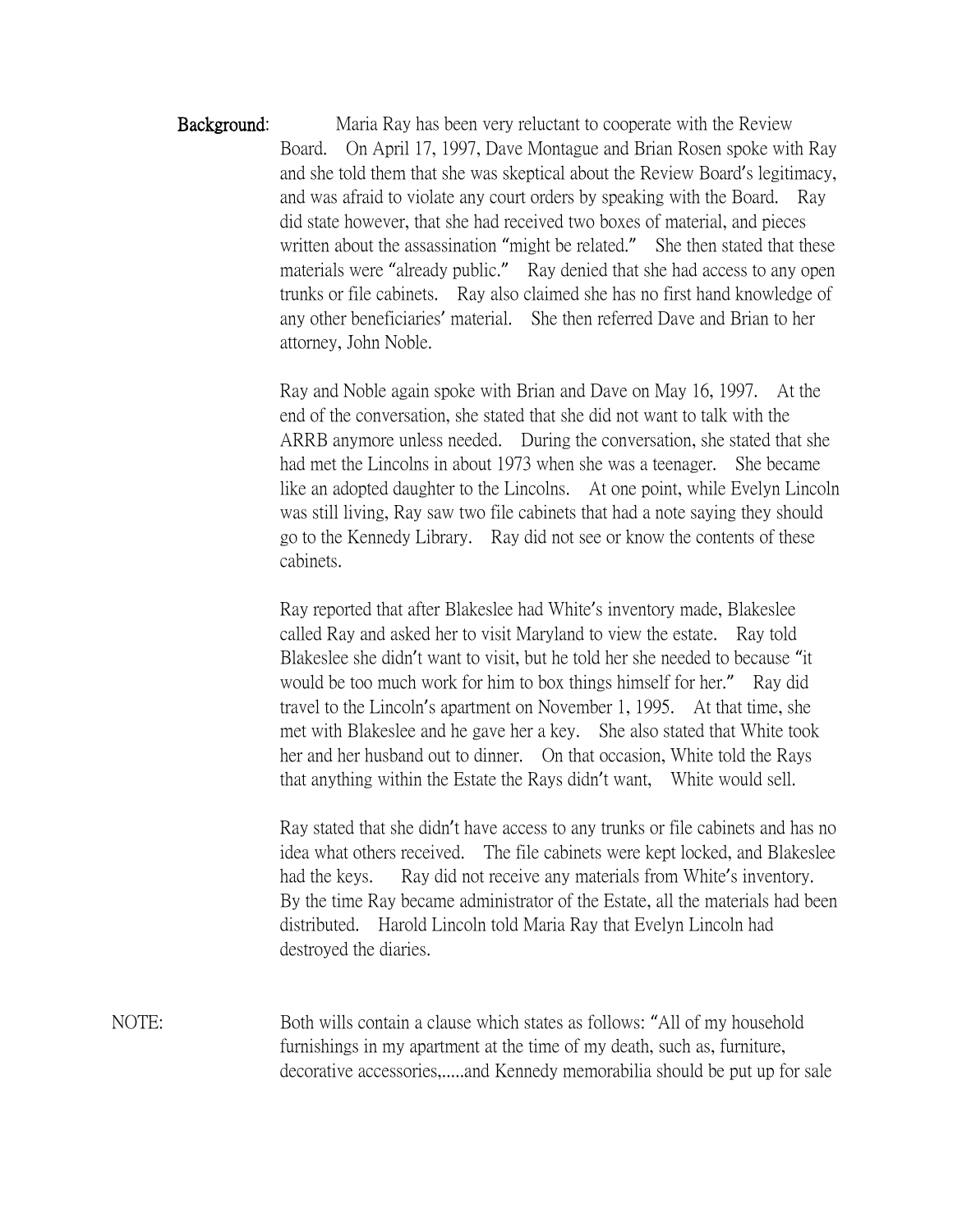**Background**: Maria Ray has been very reluctant to cooperate with the Review Board. On April 17, 1997, Dave Montague and Brian Rosen spoke with Ray and she told them that she was skeptical about the Review Board's legitimacy, and was afraid to violate any court orders by speaking with the Board. Ray did state however, that she had received two boxes of material, and pieces written about the assassination "might be related." She then stated that these materials were "already public." Ray denied that she had access to any open trunks or file cabinets. Ray also claimed she has no first hand knowledge of any other beneficiaries' material. She then referred Dave and Brian to her attorney, John Noble.

Ray and Noble again spoke with Brian and Dave on May 16, 1997. At the end of the conversation, she stated that she did not want to talk with the ARRB anymore unless needed. During the conversation, she stated that she had met the Lincolns in about 1973 when she was a teenager. She became like an adopted daughter to the Lincolns. At one point, while Evelyn Lincoln was still living, Ray saw two file cabinets that had a note saying they should go to the Kennedy Library. Ray did not see or know the contents of these cabinets.

Ray reported that after Blakeslee had White's inventory made, Blakeslee called Ray and asked her to visit Maryland to view the estate. Ray told Blakeslee she didn't want to visit, but he told her she needed to because "it would be too much work for him to box things himself for her." Ray did travel to the Lincoln's apartment on November 1, 1995. At that time, she met with Blakeslee and he gave her a key. She also stated that White took her and her husband out to dinner. On that occasion, White told the Rays that anything within the Estate the Rays didn't want, White would sell.

Ray stated that she didn't have access to any trunks or file cabinets and has no idea what others received. The file cabinets were kept locked, and Blakeslee had the keys. Ray did not receive any materials from White's inventory. By the time Ray became administrator of the Estate, all the materials had been distributed. Harold Lincoln told Maria Ray that Evelyn Lincoln had destroyed the diaries.

NOTE: Both wills contain a clause which states as follows: "All of my household furnishings in my apartment at the time of my death, such as, furniture, decorative accessories,.....and Kennedy memorabilia should be put up for sale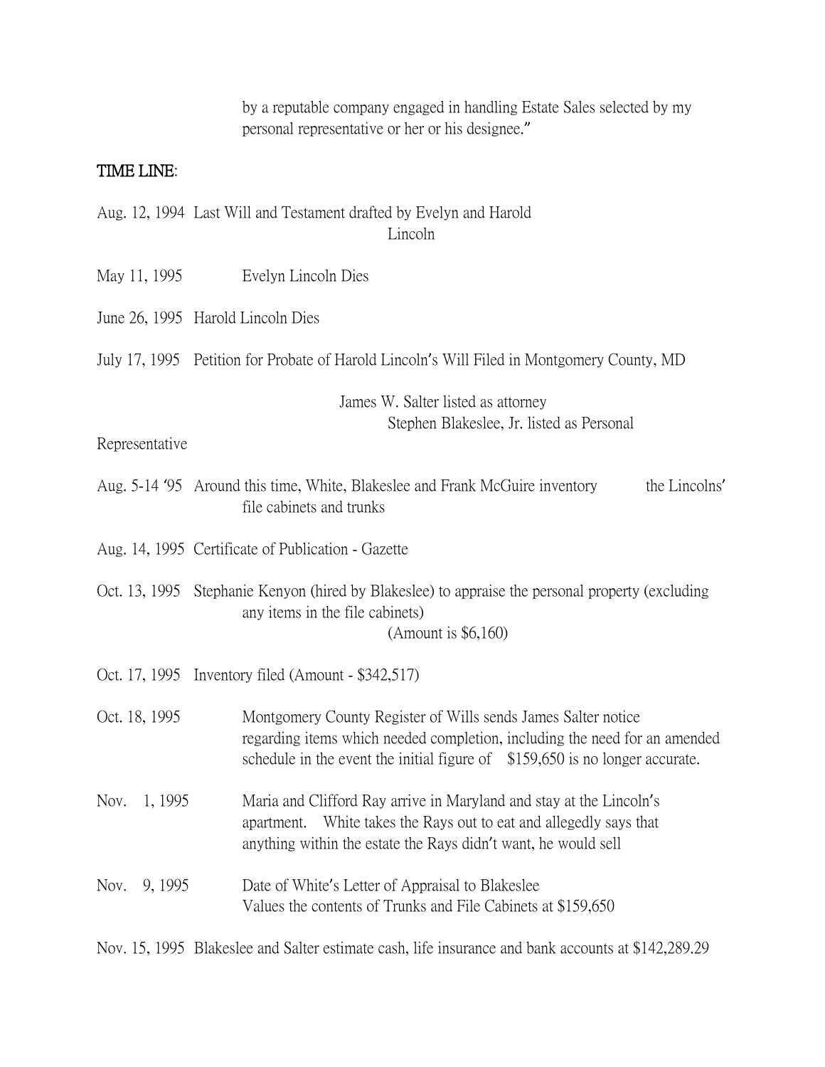by a reputable company engaged in handling Estate Sales selected by my personal representative or her or his designee."

**TIME LINE**:

Aug. 12, 1994 Last Will and Testament drafted by Evelyn and Harold Lincoln

May 11, 1995 Evelyn Lincoln Dies

June 26, 1995 Harold Lincoln Dies

July 17, 1995 Petition for Probate of Harold Lincoln's Will Filed in Montgomery County, MD

James W. Salter listed as attorney
Stephen Blakeslee, Jr. listed as Personal Representative

Aug. 5-14 '95 Around this time, White, Blakeslee and Frank McGuire inventory the Lincolns' file cabinets and trunks

Aug. 14, 1995 Certificate of Publication - Gazette

Oct. 13, 1995 Stephanie Kenyon (hired by Blakeslee) to appraise the personal property (excluding any items in the file cabinets)
(Amount is $6,160)

Oct. 17, 1995 Inventory filed (Amount - $342,517)

Oct. 18, 1995 Montgomery County Register of Wills sends James Salter notice regarding items which needed completion, including the need for an amended schedule in the event the initial figure of $159,650 is no longer accurate.

Nov. 1, 1995 Maria and Clifford Ray arrive in Maryland and stay at the Lincoln's apartment. White takes the Rays out to eat and allegedly says that anything within the estate the Rays didn't want, he would sell

Nov. 9, 1995 Date of White's Letter of Appraisal to Blakeslee
Values the contents of Trunks and File Cabinets at $159,650

Nov. 15, 1995 Blakeslee and Salter estimate cash, life insurance and bank accounts at $142,289.29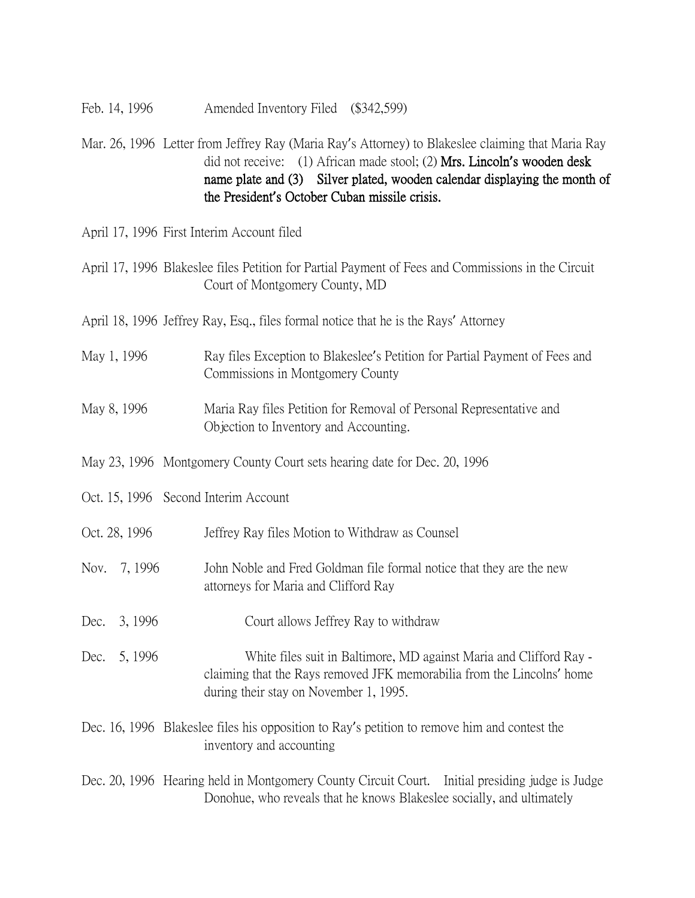Feb. 14, 1996 Amended Inventory Filed ($342,599)

Mar. 26, 1996 Letter from Jeffrey Ray (Maria Ray's Attorney) to Blakeslee claiming that Maria Ray did not receive: (1) African made stool; (2) **Mrs. Lincoln's wooden desk name plate and (3) Silver plated, wooden calendar displaying the month of the President's October Cuban missile crisis.**

April 17, 1996 First Interim Account filed

April 17, 1996 Blakeslee files Petition for Partial Payment of Fees and Commissions in the Circuit Court of Montgomery County, MD

April 18, 1996 Jeffrey Ray, Esq., files formal notice that he is the Rays' Attorney

May 1, 1996 Ray files Exception to Blakeslee's Petition for Partial Payment of Fees and Commissions in Montgomery County

May 8, 1996 Maria Ray files Petition for Removal of Personal Representative and Objection to Inventory and Accounting.

May 23, 1996 Montgomery County Court sets hearing date for Dec. 20, 1996

Oct. 15, 1996 Second Interim Account

Oct. 28, 1996 Jeffrey Ray files Motion to Withdraw as Counsel

Nov. 7, 1996 John Noble and Fred Goldman file formal notice that they are the new attorneys for Maria and Clifford Ray

Dec. 3, 1996 Court allows Jeffrey Ray to withdraw

Dec. 5, 1996 White files suit in Baltimore, MD against Maria and Clifford Ray - claiming that the Rays removed JFK memorabilia from the Lincolns' home during their stay on November 1, 1995.

Dec. 16, 1996 Blakeslee files his opposition to Ray's petition to remove him and contest the inventory and accounting

Dec. 20, 1996 Hearing held in Montgomery County Circuit Court. Initial presiding judge is Judge Donohue, who reveals that he knows Blakeslee socially, and ultimately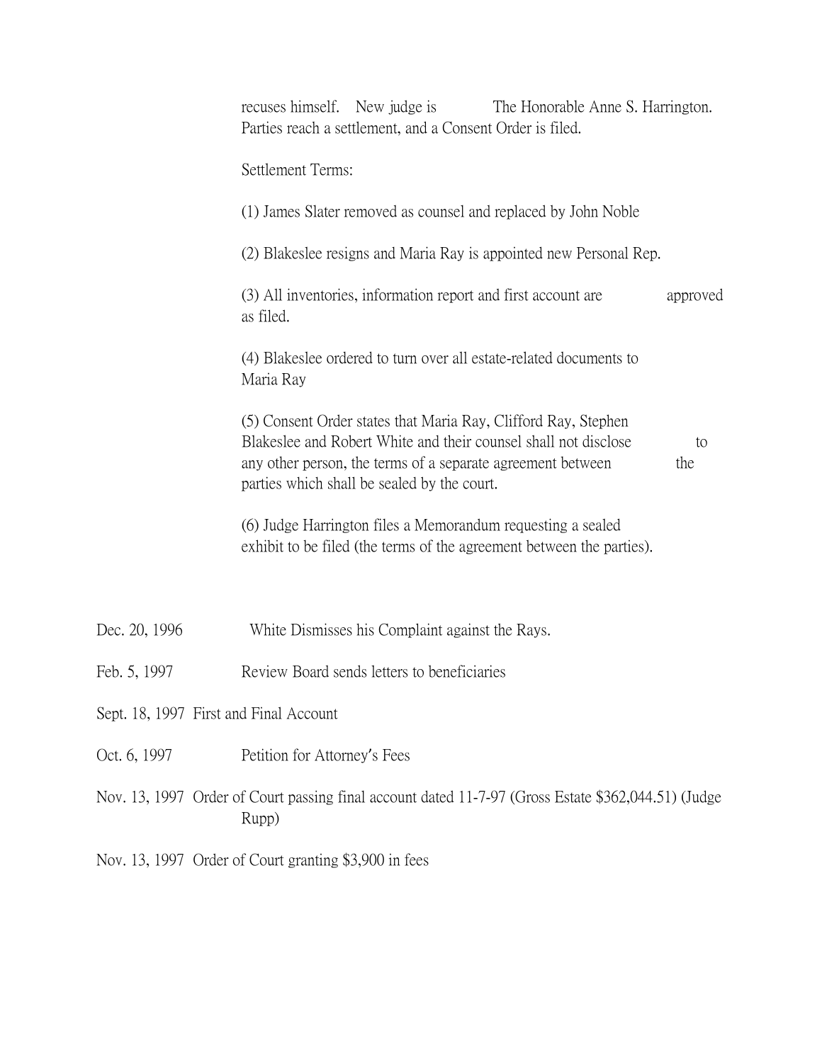recuses himself. New judge is The Honorable Anne S. Harrington. Parties reach a settlement, and a Consent Order is filed.

Settlement Terms:

(1) James Slater removed as counsel and replaced by John Noble

(2) Blakeslee resigns and Maria Ray is appointed new Personal Rep.

(3) All inventories, information report and first account are approved as filed.

(4) Blakeslee ordered to turn over all estate-related documents to Maria Ray

(5) Consent Order states that Maria Ray, Clifford Ray, Stephen Blakeslee and Robert White and their counsel shall not disclose to any other person, the terms of a separate agreement between the parties which shall be sealed by the court.

(6) Judge Harrington files a Memorandum requesting a sealed exhibit to be filed (the terms of the agreement between the parties).

Dec. 20, 1996 White Dismisses his Complaint against the Rays.

Feb. 5, 1997 Review Board sends letters to beneficiaries

Sept. 18, 1997 First and Final Account

Oct. 6, 1997 Petition for Attorney's Fees

Nov. 13, 1997 Order of Court passing final account dated 11-7-97 (Gross Estate $362,044.51) (Judge Rupp)

Nov. 13, 1997 Order of Court granting $3,900 in fees